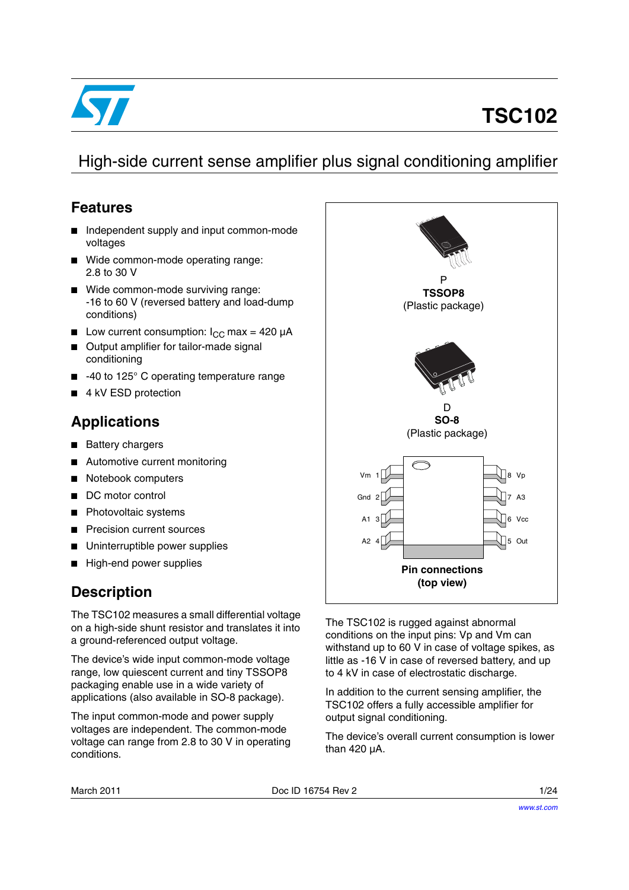# TSC102

## High-side current sense amplifier plus signal conditioning amplifier

## Features

- Independent supply and input common-mode voltages
- Wide common-mode operating range: 2.8 to 30 V
- Wide common-mode surviving range: -16 to 60 V (reversed battery and load-dump conditions)
- Low current consumption: $I_{CC}$ max = 420 µA
- Output amplifier for tailor-made signal conditioning
- -40 to 125° C operating temperature range
- 4 kV ESD protection

## Applications

- Battery chargers
- Automotive current monitoring
- Notebook computers
- DC motor control
- Photovoltaic systems
- Precision current sources
- Uninterruptible power supplies
- High-end power supplies

P
**TSSOP8**
(Plastic package)

D
**SO-8**
(Plastic package)

| Pin | Name | Pin | Name |
|---|---|---|---|
| 1 | Vm | 8 | Vp |
| 2 | Gnd | 7 | A3 |
| 3 | A1 | 6 | Vcc |
| 4 | A2 | 5 | Out |

**Pin connections (top view)**

## Description

The TSC102 measures a small differential voltage on a high-side shunt resistor and translates it into a ground-referenced output voltage.

The device's wide input common-mode voltage range, low quiescent current and tiny TSSOP8 packaging enable use in a wide variety of applications (also available in SO-8 package).

The input common-mode and power supply voltages are independent. The common-mode voltage can range from 2.8 to 30 V in operating conditions.

The TSC102 is rugged against abnormal conditions on the input pins: Vp and Vm can withstand up to 60 V in case of voltage spikes, as little as -16 V in case of reversed battery, and up to 4 kV in case of electrostatic discharge.

In addition to the current sensing amplifier, the TSC102 offers a fully accessible amplifier for output signal conditioning.

The device's overall current consumption is lower than 420 µA.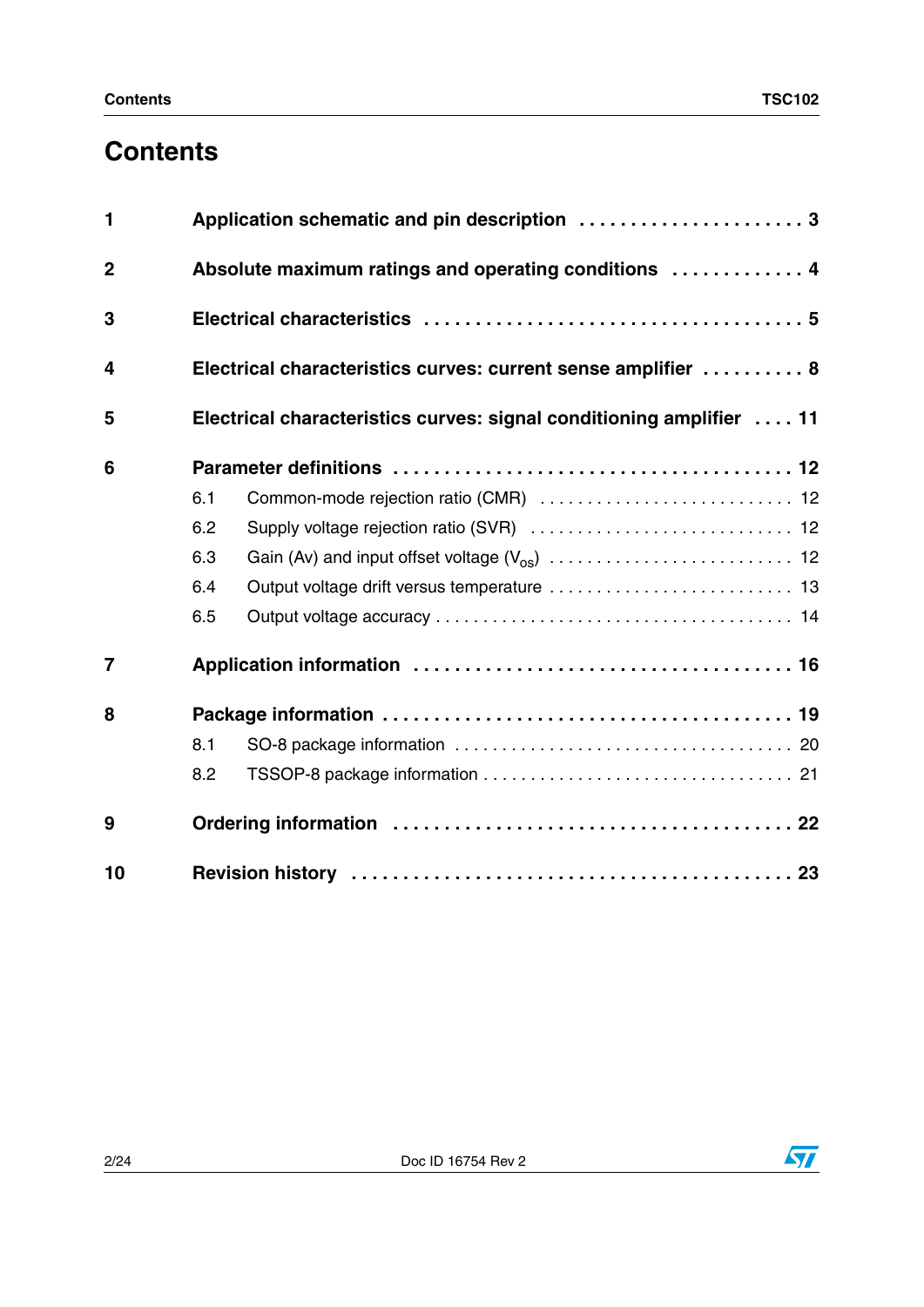# Contents

| | | |
|---|---|---|
| **1** | **Application schematic and pin description** | **3** |
| **2** | **Absolute maximum ratings and operating conditions** | **4** |
| **3** | **Electrical characteristics** | **5** |
| **4** | **Electrical characteristics curves: current sense amplifier** | **8** |
| **5** | **Electrical characteristics curves: signal conditioning amplifier** | **11** |
| **6** | **Parameter definitions** | **12** |
| 6.1 | Common-mode rejection ratio (CMR) | 12 |
| 6.2 | Supply voltage rejection ratio (SVR) | 12 |
| 6.3 | Gain (Av) and input offset voltage ($V_{os}$) | 12 |
| 6.4 | Output voltage drift versus temperature | 13 |
| 6.5 | Output voltage accuracy | 14 |
| **7** | **Application information** | **16** |
| **8** | **Package information** | **19** |
| 8.1 | SO-8 package information | 20 |
| 8.2 | TSSOP-8 package information | 21 |
| **9** | **Ordering information** | **22** |
| **10** | **Revision history** | **23** |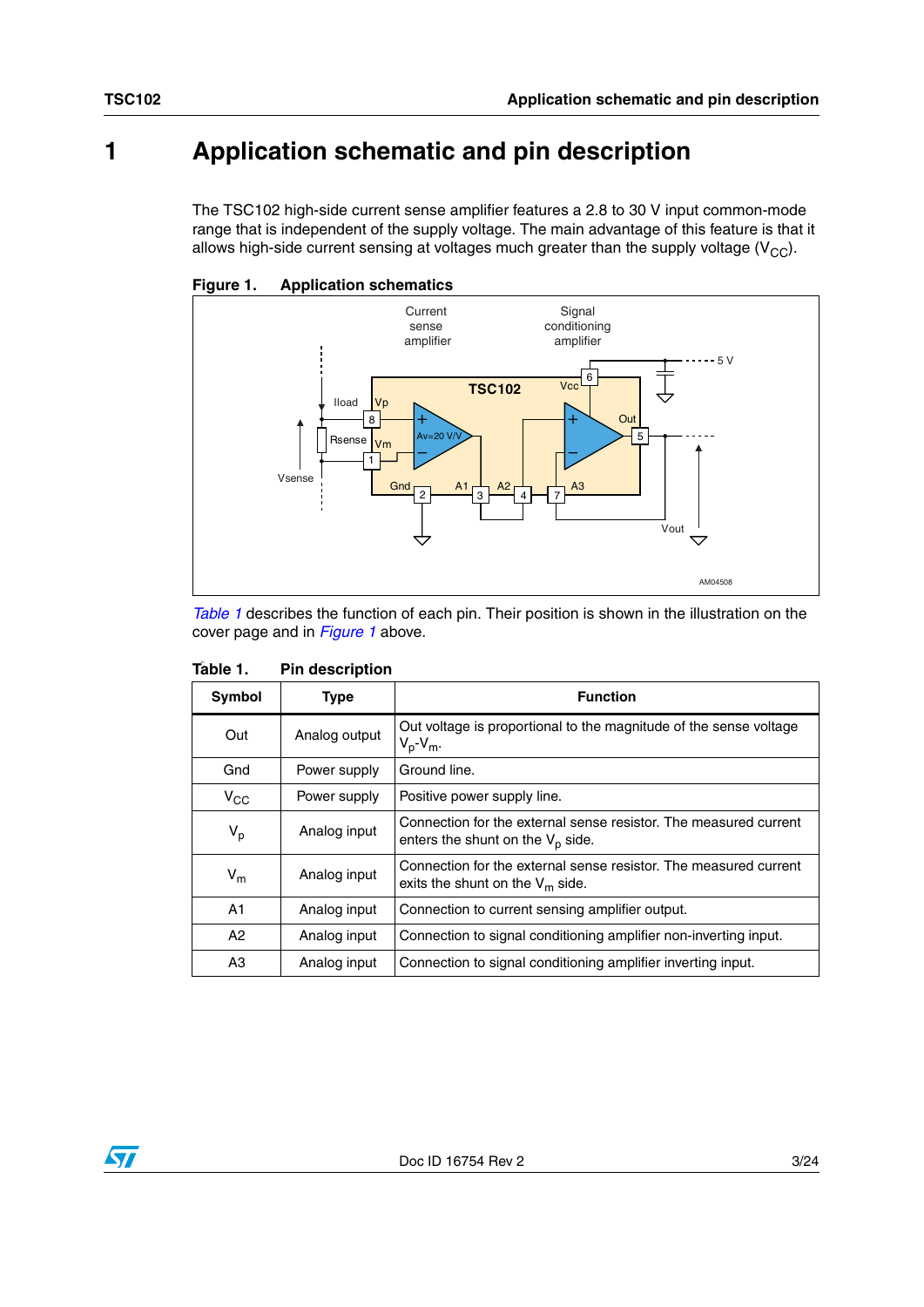# 1 Application schematic and pin description

The TSC102 high-side current sense amplifier features a 2.8 to 30 V input common-mode range that is independent of the supply voltage. The main advantage of this feature is that it allows high-side current sensing at voltages much greater than the supply voltage ($V_{CC}$).

**Figure 1. Application schematics**

*Table 1* describes the function of each pin. Their position is shown in the illustration on the cover page and in *Figure 1* above.

**Table 1. Pin description**

| Symbol | Type | Function |
|---|---|---|
| Out | Analog output | Out voltage is proportional to the magnitude of the sense voltage $V_p$-$V_m$. |
| Gnd | Power supply | Ground line. |
| $V_{CC}$ | Power supply | Positive power supply line. |
| $V_p$ | Analog input | Connection for the external sense resistor. The measured current enters the shunt on the $V_p$ side. |
| $V_m$ | Analog input | Connection for the external sense resistor. The measured current exits the shunt on the $V_m$ side. |
| A1 | Analog input | Connection to current sensing amplifier output. |
| A2 | Analog input | Connection to signal conditioning amplifier non-inverting input. |
| A3 | Analog input | Connection to signal conditioning amplifier inverting input. |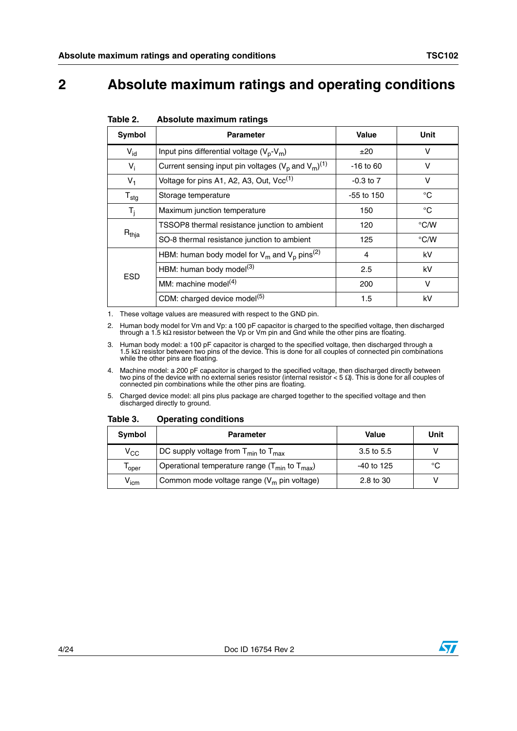# 2 Absolute maximum ratings and operating conditions

**Table 2. Absolute maximum ratings**

| Symbol | Parameter | Value | Unit |
|---|---|---|---|
| $V_{id}$ | Input pins differential voltage ($V_p$-$V_m$) | ±20 | V |
| $V_i$ | Current sensing input pin voltages ($V_p$ and $V_m$)(1) | -16 to 60 | V |
| $V_1$ | Voltage for pins A1, A2, A3, Out, Vcc(1) | -0.3 to 7 | V |
| $T_{stg}$ | Storage temperature | -55 to 150 | °C |
| $T_j$ | Maximum junction temperature | 150 | °C |
| $R_{thja}$ | TSSOP8 thermal resistance junction to ambient | 120 | °C/W |
| | SO-8 thermal resistance junction to ambient | 125 | °C/W |
| ESD | HBM: human body model for $V_m$ and $V_p$ pins(2) | 4 | kV |
| | HBM: human body model(3) | 2.5 | kV |
| | MM: machine model(4) | 200 | V |
| | CDM: charged device model(5) | 1.5 | kV |

1. These voltage values are measured with respect to the GND pin.
2. Human body model for Vm and Vp: a 100 pF capacitor is charged to the specified voltage, then discharged through a 1.5 kΩ resistor between the Vp or Vm pin and Gnd while the other pins are floating.
3. Human body model: a 100 pF capacitor is charged to the specified voltage, then discharged through a 1.5 kΩ resistor between two pins of the device. This is done for all couples of connected pin combinations while the other pins are floating.
4. Machine model: a 200 pF capacitor is charged to the specified voltage, then discharged directly between two pins of the device with no external series resistor (internal resistor < 5 Ω). This is done for all couples of connected pin combinations while the other pins are floating.
5. Charged device model: all pins plus package are charged together to the specified voltage and then discharged directly to ground.

**Table 3. Operating conditions**

| Symbol | Parameter | Value | Unit |
|---|---|---|---|
| $V_{CC}$ | DC supply voltage from $T_{min}$ to $T_{max}$ | 3.5 to 5.5 | V |
| $T_{oper}$ | Operational temperature range ($T_{min}$ to $T_{max}$) | -40 to 125 | °C |
| $V_{icm}$ | Common mode voltage range ($V_m$ pin voltage) | 2.8 to 30 | V |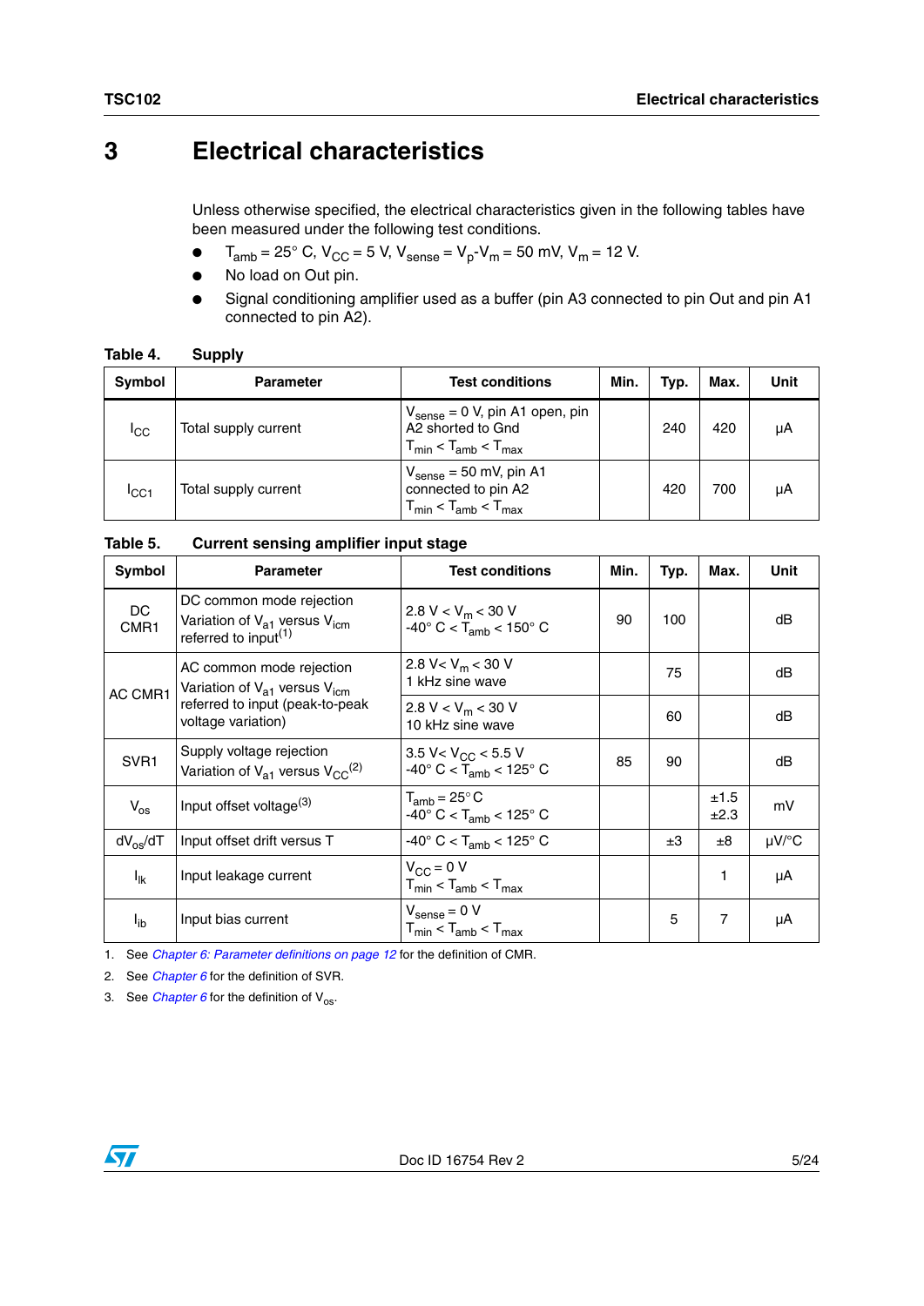# 3 Electrical characteristics

Unless otherwise specified, the electrical characteristics given in the following tables have been measured under the following test conditions.

- $T_{amb}$ = 25° C, $V_{CC}$ = 5 V, $V_{sense}$ = $V_p$-$V_m$ = 50 mV, $V_m$ = 12 V.
- No load on Out pin.
- Signal conditioning amplifier used as a buffer (pin A3 connected to pin Out and pin A1 connected to pin A2).

**Table 4. Supply**

| Symbol | Parameter | Test conditions | Min. | Typ. | Max. | Unit |
|---|---|---|---|---|---|---|
| $I_{CC}$ | Total supply current | $V_{sense}$ = 0 V, pin A1 open, pin A2 shorted to Gnd<br>$T_{min} < T_{amb} < T_{max}$ | | 240 | 420 | µA |
| $I_{CC1}$ | Total supply current | $V_{sense}$ = 50 mV, pin A1 connected to pin A2<br>$T_{min} < T_{amb} < T_{max}$ | | 420 | 700 | µA |

**Table 5. Current sensing amplifier input stage**

| Symbol | Parameter | Test conditions | Min. | Typ. | Max. | Unit |
|---|---|---|---|---|---|---|
| DC CMR1 | DC common mode rejection<br>Variation of $V_{a1}$ versus $V_{icm}$ referred to input(1) | 2.8 V < $V_m$ < 30 V<br>-40° C < $T_{amb}$ < 150° C | 90 | 100 | | dB |
| AC CMR1 | AC common mode rejection<br>Variation of $V_{a1}$ versus $V_{icm}$ referred to input (peak-to-peak voltage variation) | 2.8 V< $V_m$ < 30 V<br>1 kHz sine wave | | 75 | | dB |
| | | 2.8 V < $V_m$ < 30 V<br>10 kHz sine wave | | 60 | | dB |
| SVR1 | Supply voltage rejection<br>Variation of $V_{a1}$ versus $V_{CC}$(2) | 3.5 V< $V_{CC}$ < 5.5 V<br>-40° C < $T_{amb}$ < 125° C | 85 | 90 | | dB |
| $V_{os}$ | Input offset voltage(3) | $T_{amb}$ = 25° C<br>-40° C < $T_{amb}$ < 125° C | | | ±1.5<br>±2.3 | mV |
| $dV_{os}/dT$ | Input offset drift versus T | -40° C < $T_{amb}$ < 125° C | | ±3 | ±8 | µV/°C |
| $I_{lk}$ | Input leakage current | $V_{CC}$ = 0 V<br>$T_{min} < T_{amb} < T_{max}$ | | | 1 | µA |
| $I_{ib}$ | Input bias current | $V_{sense}$ = 0 V<br>$T_{min} < T_{amb} < T_{max}$ | | 5 | 7 | µA |

1. See *Chapter 6: Parameter definitions on page 12* for the definition of CMR.
2. See *Chapter 6* for the definition of SVR.
3. See *Chapter 6* for the definition of $V_{os}$.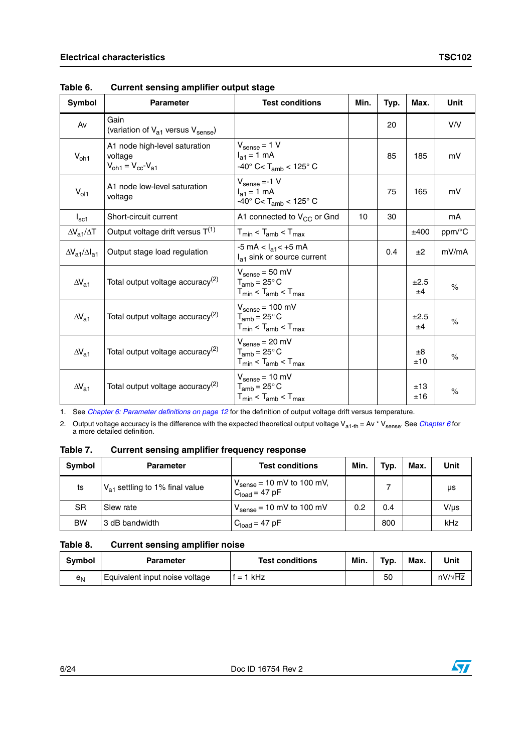**Table 6. Current sensing amplifier output stage**

| Symbol | Parameter | Test conditions | Min. | Typ. | Max. | Unit |
|---|---|---|---|---|---|---|
| Av | Gain (variation of $V_{a1}$ versus $V_{sense}$) | | | 20 | | V/V |
| $V_{oh1}$ | A1 node high-level saturation voltage $V_{oh1} = V_{cc}$-$V_{a1}$ | $V_{sense}$ = 1 V, $I_{a1}$ = 1 mA, -40° C< $T_{amb}$ < 125° C | | 85 | 185 | mV |
| $V_{ol1}$ | A1 node low-level saturation voltage | $V_{sense}$ =-1 V, $I_{a1}$ = 1 mA, -40° C< $T_{amb}$ < 125° C | | 75 | 165 | mV |
| $I_{sc1}$ | Short-circuit current | A1 connected to $V_{CC}$ or Gnd | 10 | 30 | | mA |
| $\Delta V_{a1}/\Delta T$ | Output voltage drift versus T(1) | $T_{min}$ < $T_{amb}$ < $T_{max}$ | | | ±400 | ppm/°C |
| $\Delta V_{a1}/\Delta I_{a1}$ | Output stage load regulation | -5 mA < $I_{a1}$< +5 mA, $I_{a1}$ sink or source current | | 0.4 | ±2 | mV/mA |
| $\Delta V_{a1}$ | Total output voltage accuracy(2) | $V_{sense}$ = 50 mV<br>$T_{amb}$ = 25° C<br>$T_{min}$ < $T_{amb}$ < $T_{max}$ | | | <br>±2.5<br>±4 | % |
| $\Delta V_{a1}$ | Total output voltage accuracy(2) | $V_{sense}$ = 100 mV<br>$T_{amb}$ = 25° C<br>$T_{min}$ < $T_{amb}$ < $T_{max}$ | | | <br>±2.5<br>±4 | % |
| $\Delta V_{a1}$ | Total output voltage accuracy(2) | $V_{sense}$ = 20 mV<br>$T_{amb}$ = 25° C<br>$T_{min}$ < $T_{amb}$ < $T_{max}$ | | | <br>±8<br>±10 | % |
| $\Delta V_{a1}$ | Total output voltage accuracy(2) | $V_{sense}$ = 10 mV<br>$T_{amb}$ = 25° C<br>$T_{min}$ < $T_{amb}$ < $T_{max}$ | | | <br>±13<br>±16 | % |

1. See *Chapter 6: Parameter definitions on page 12* for the definition of output voltage drift versus temperature.
2. Output voltage accuracy is the difference with the expected theoretical output voltage $V_{a1\text{-}th} = Av * V_{sense}$. See *Chapter 6* for a more detailed definition.

**Table 7. Current sensing amplifier frequency response**

| Symbol | Parameter | Test conditions | Min. | Typ. | Max. | Unit |
|---|---|---|---|---|---|---|
| ts | $V_{a1}$ settling to 1% final value | $V_{sense}$ = 10 mV to 100 mV, $C_{load}$ = 47 pF | | 7 | | µs |
| SR | Slew rate | $V_{sense}$ = 10 mV to 100 mV | 0.2 | 0.4 | | V/µs |
| BW | 3 dB bandwidth | $C_{load}$ = 47 pF | | 800 | | kHz |

**Table 8. Current sensing amplifier noise**

| Symbol | Parameter | Test conditions | Min. | Typ. | Max. | Unit |
|---|---|---|---|---|---|---|
| $e_N$ | Equivalent input noise voltage | f = 1 kHz | | 50 | | $nV/\sqrt{Hz}$ |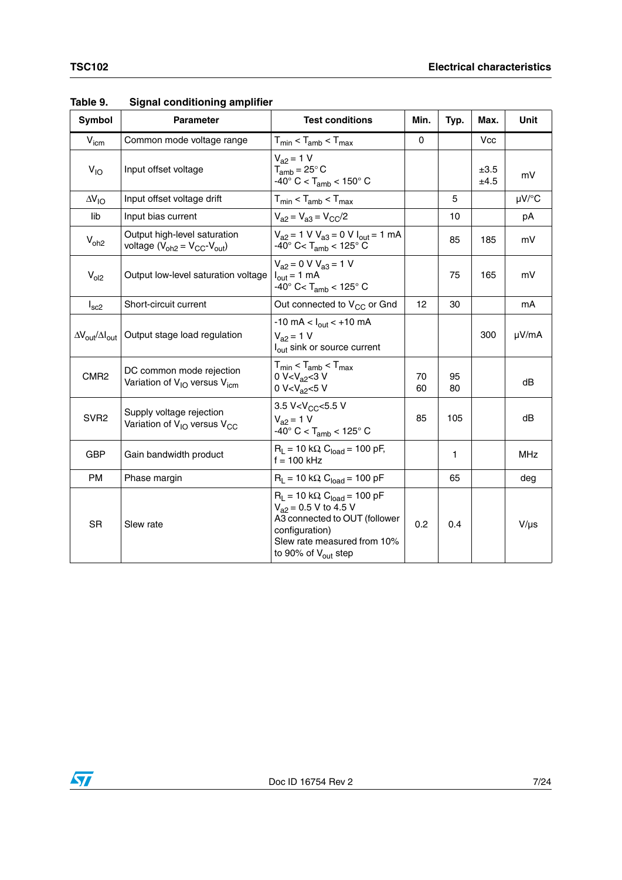Table 9. Signal conditioning amplifier

| Symbol | Parameter | Test conditions | Min. | Typ. | Max. | Unit |
|---|---|---|---|---|---|---|
| $V_{icm}$ | Common mode voltage range | $T_{min} < T_{amb} < T_{max}$ | 0 | | Vcc | |
| $V_{IO}$ | Input offset voltage | $V_{a2} = 1$ V<br>$T_{amb} = 25°$ C<br>-40° C < $T_{amb}$ < 150° C | | | ±3.5<br>±4.5 | mV |
| $\Delta V_{IO}$ | Input offset voltage drift | $T_{min} < T_{amb} < T_{max}$ | | 5 | | µV/°C |
| Iib | Input bias current | $V_{a2} = V_{a3} = V_{CC}/2$ | | 10 | | pA |
| $V_{oh2}$ | Output high-level saturation voltage ($V_{oh2} = V_{CC}$-$V_{out}$) | $V_{a2} = 1$ V $V_{a3} = 0$ V $I_{out} = 1$ mA<br>-40° C< $T_{amb}$ < 125° C | | 85 | 185 | mV |
| $V_{ol2}$ | Output low-level saturation voltage | $V_{a2} = 0$ V $V_{a3} = 1$ V<br>$I_{out} = 1$ mA<br>-40° C< $T_{amb}$ < 125° C | | 75 | 165 | mV |
| $I_{sc2}$ | Short-circuit current | Out connected to $V_{CC}$ or Gnd | 12 | 30 | | mA |
| $\Delta V_{out}/\Delta I_{out}$ | Output stage load regulation | -10 mA < $I_{out}$ < +10 mA<br>$V_{a2} = 1$ V<br>$I_{out}$ sink or source current | | | 300 | µV/mA |
| CMR2 | DC common mode rejection<br>Variation of $V_{IO}$ versus $V_{icm}$ | $T_{min} < T_{amb} < T_{max}$<br>0 V<$V_{a2}$<3 V<br>0 V<$V_{a2}$<5 V | 70<br>60 | 95<br>80 | | dB |
| SVR2 | Supply voltage rejection<br>Variation of $V_{IO}$ versus $V_{CC}$ | 3.5 V<$V_{CC}$<5.5 V<br>$V_{a2} = 1$ V<br>-40° C < $T_{amb}$ < 125° C | 85 | 105 | | dB |
| GBP | Gain bandwidth product | $R_L = 10$ kΩ, $C_{load} = 100$ pF,<br>f = 100 kHz | | 1 | | MHz |
| PM | Phase margin | $R_L = 10$ kΩ, $C_{load} = 100$ pF | | 65 | | deg |
| SR | Slew rate | $R_L = 10$ kΩ, $C_{load} = 100$ pF<br>$V_{a2} = 0.5$ V to 4.5 V<br>A3 connected to OUT (follower configuration)<br>Slew rate measured from 10% to 90% of $V_{out}$ step | 0.2 | 0.4 | | V/µs |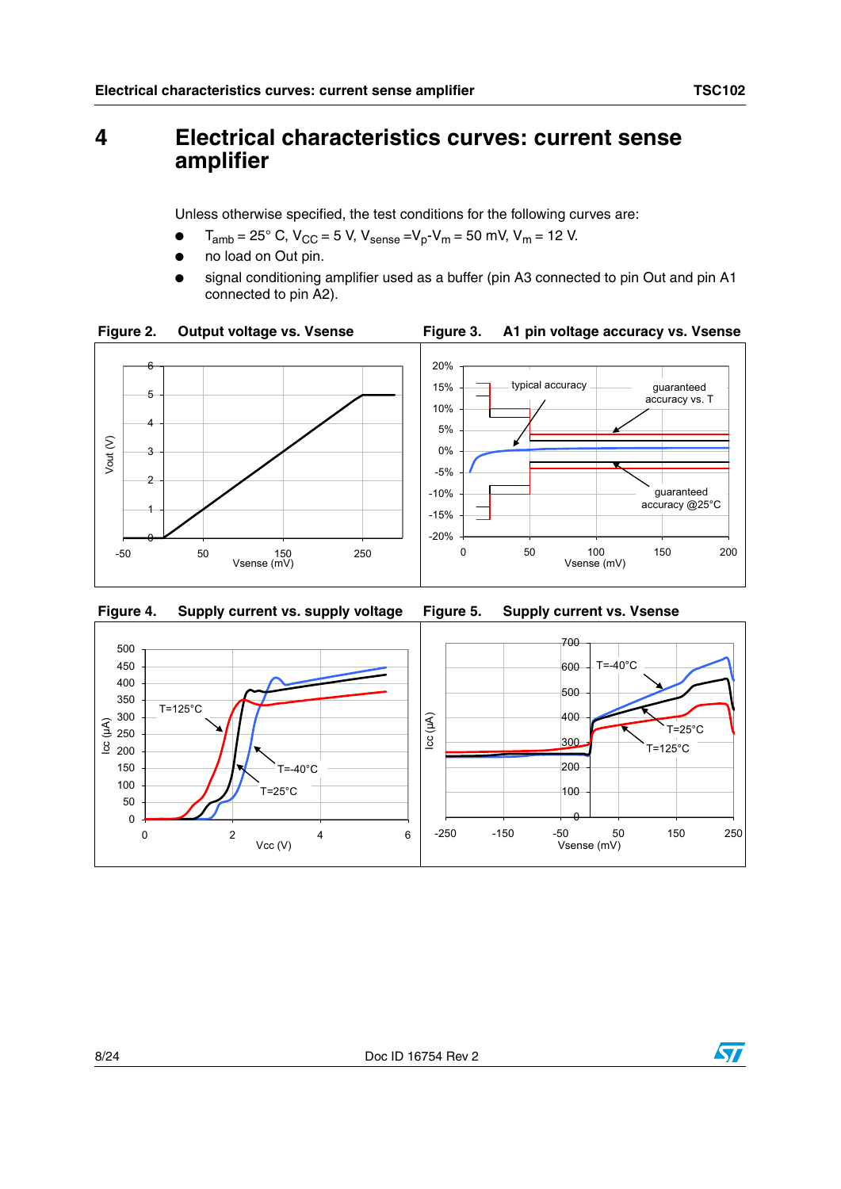# 4 Electrical characteristics curves: current sense amplifier

Unless otherwise specified, the test conditions for the following curves are:

- $T_{amb}$ = 25° C, $V_{CC}$ = 5 V, $V_{sense}$ = $V_p$-$V_m$ = 50 mV, $V_m$ = 12 V.
- no load on Out pin.
- signal conditioning amplifier used as a buffer (pin A3 connected to pin Out and pin A1 connected to pin A2).

**Figure 2. Output voltage vs. Vsense**

**Figure 3. A1 pin voltage accuracy vs. Vsense**

**Figure 4. Supply current vs. supply voltage**

**Figure 5. Supply current vs. Vsense**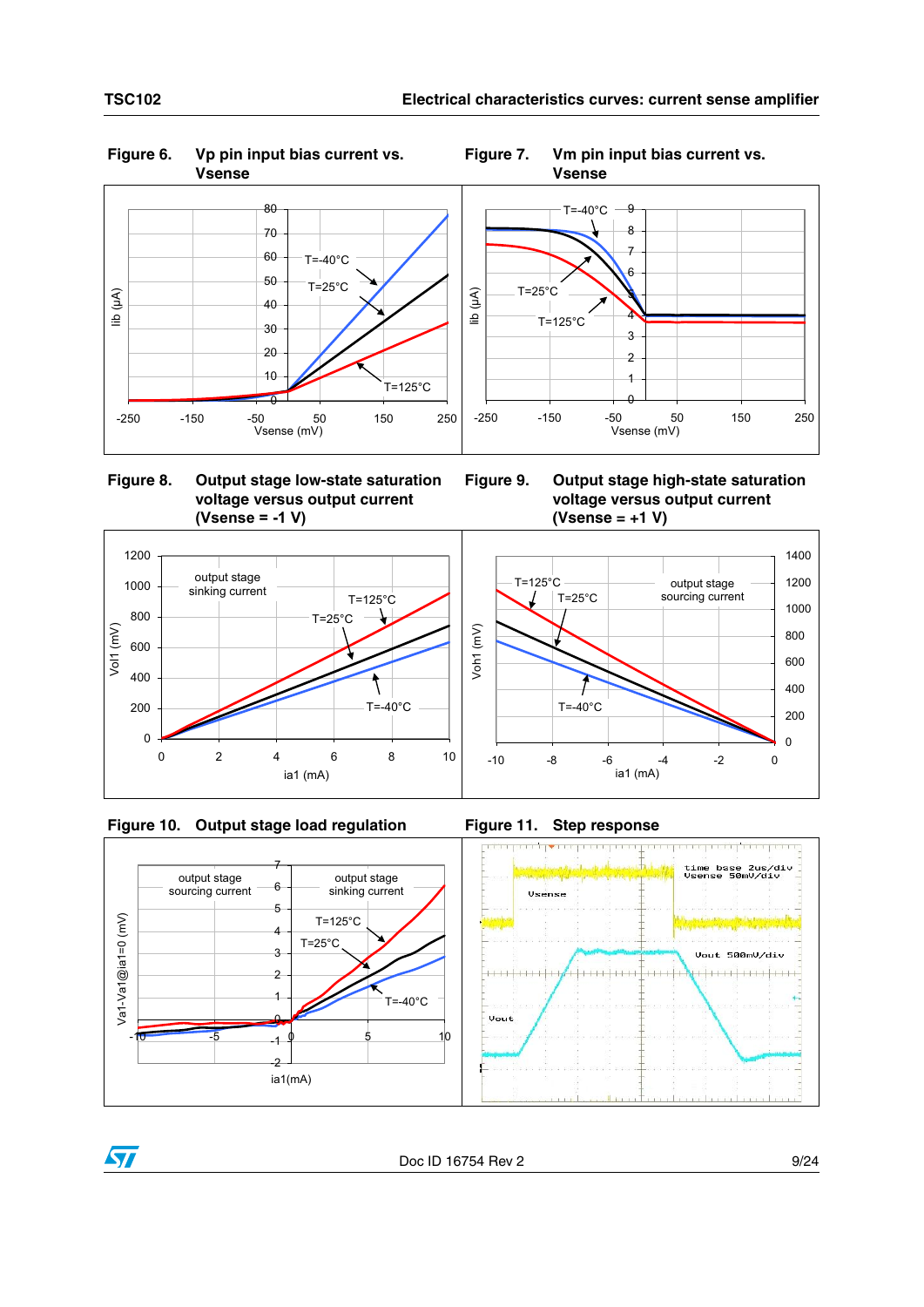**Figure 6. Vp pin input bias current vs. Vsense**

**Figure 7. Vm pin input bias current vs. Vsense**

**Figure 8. Output stage low-state saturation voltage versus output current (Vsense = -1 V)**

**Figure 9. Output stage high-state saturation voltage versus output current (Vsense = +1 V)**

**Figure 10. Output stage load regulation**

**Figure 11. Step response**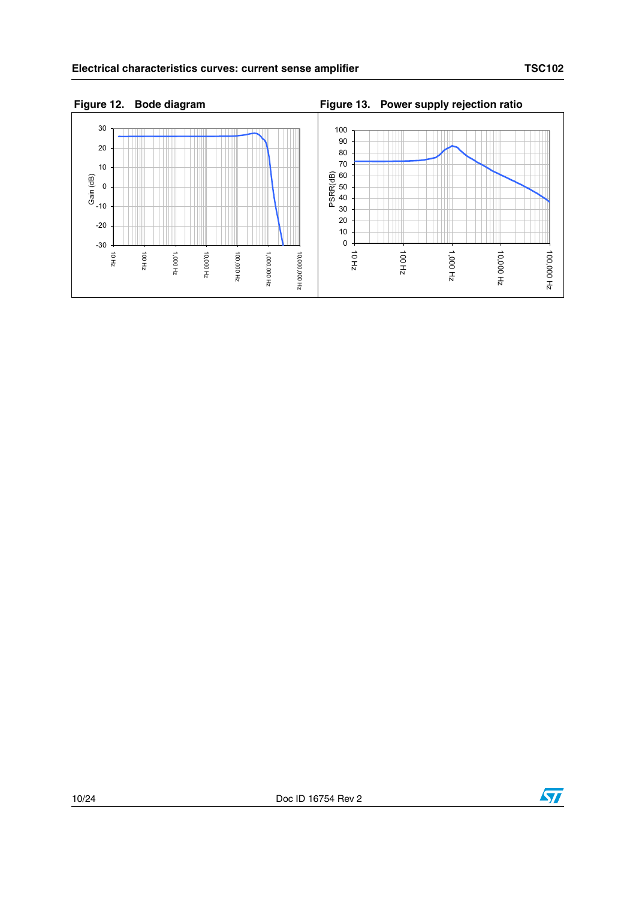**Figure 12. Bode diagram**

**Figure 13. Power supply rejection ratio**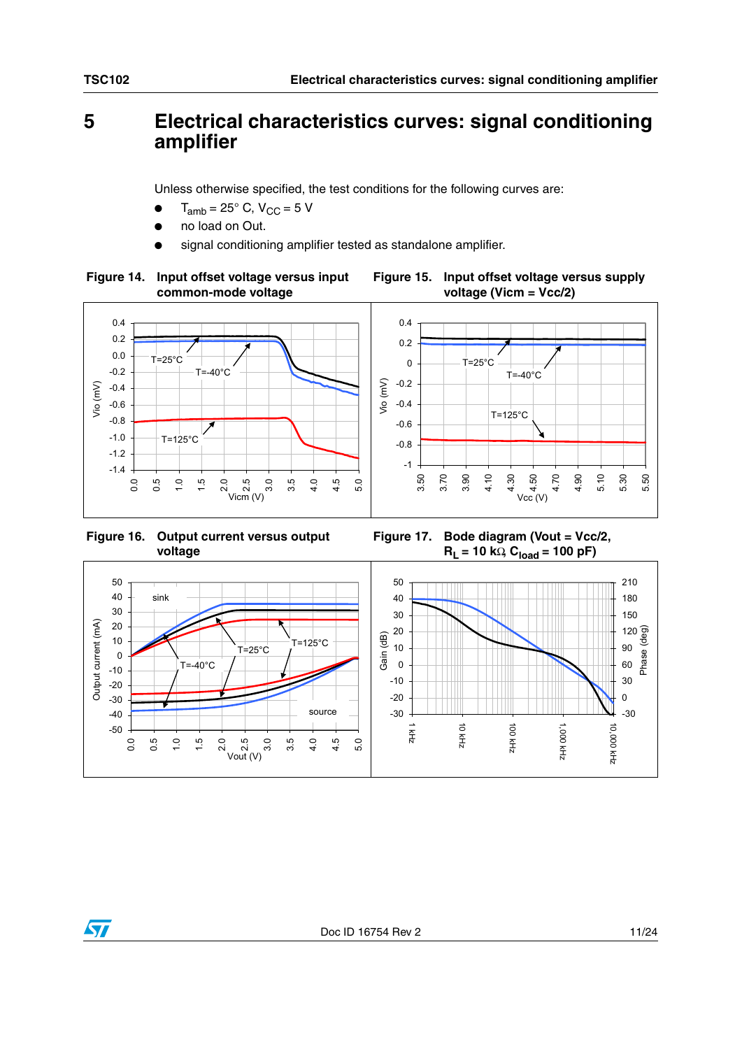# 5 Electrical characteristics curves: signal conditioning amplifier

Unless otherwise specified, the test conditions for the following curves are:

- $T_{amb}$ = 25° C, $V_{CC}$ = 5 V
- no load on Out.
- signal conditioning amplifier tested as standalone amplifier.

**Figure 14. Input offset voltage versus input common-mode voltage**

**Figure 15. Input offset voltage versus supply voltage (Vicm = Vcc/2)**

**Figure 16. Output current versus output voltage**

**Figure 17. Bode diagram (Vout = Vcc/2, $R_L$ = 10 kΩ, $C_{load}$ = 100 pF)**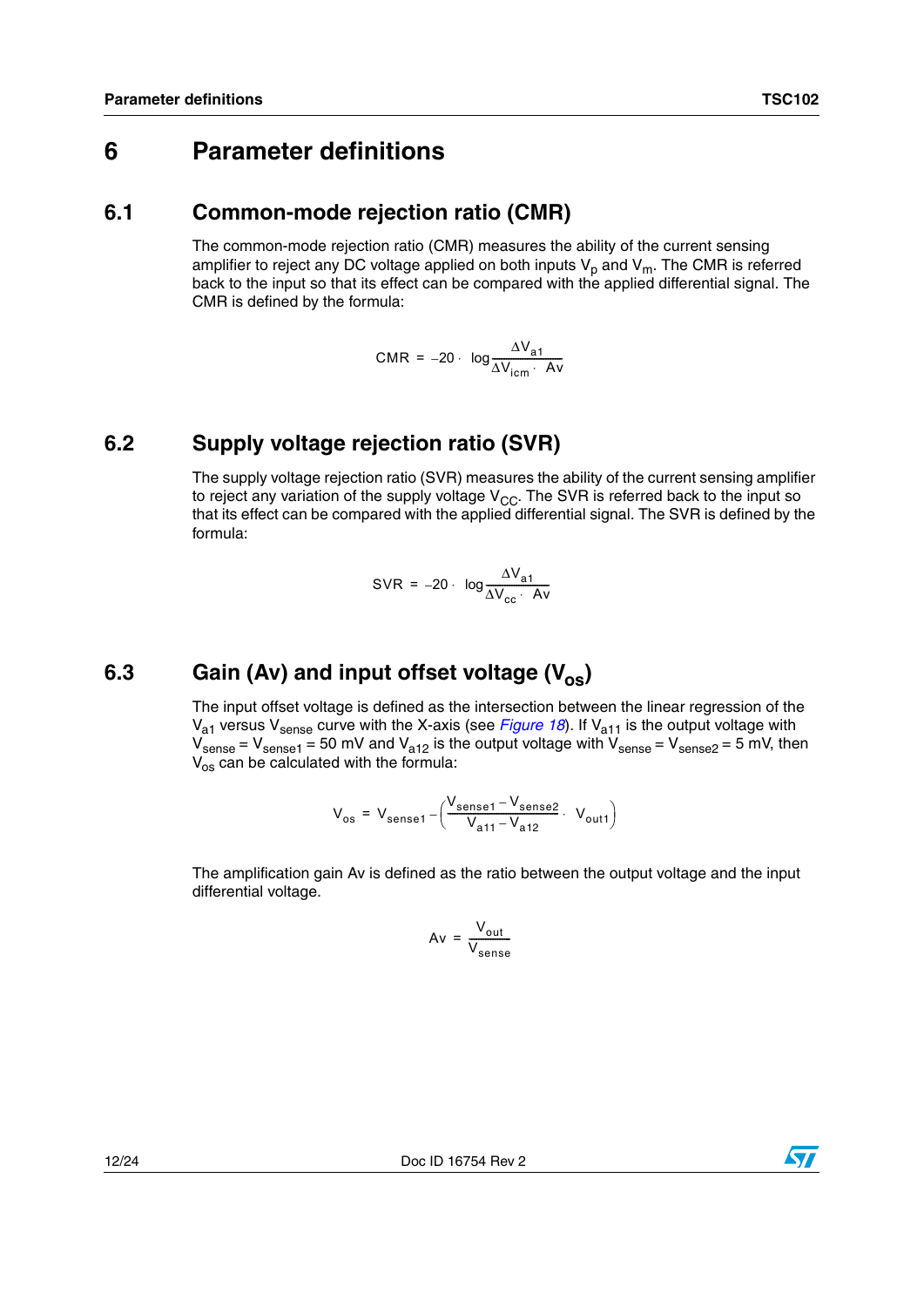# 6 Parameter definitions

## 6.1 Common-mode rejection ratio (CMR)

The common-mode rejection ratio (CMR) measures the ability of the current sensing amplifier to reject any DC voltage applied on both inputs $V_p$ and $V_m$. The CMR is referred back to the input so that its effect can be compared with the applied differential signal. The CMR is defined by the formula:

$$CMR = -20 \cdot \log \frac{\Delta V_{a1}}{\Delta V_{icm} \cdot Av}$$

## 6.2 Supply voltage rejection ratio (SVR)

The supply voltage rejection ratio (SVR) measures the ability of the current sensing amplifier to reject any variation of the supply voltage $V_{CC}$. The SVR is referred back to the input so that its effect can be compared with the applied differential signal. The SVR is defined by the formula:

$$SVR = -20 \cdot \log \frac{\Delta V_{a1}}{\Delta V_{cc} \cdot Av}$$

## 6.3 Gain (Av) and input offset voltage ($V_{os}$)

The input offset voltage is defined as the intersection between the linear regression of the $V_{a1}$ versus $V_{sense}$ curve with the X-axis (see *Figure 18*). If $V_{a11}$ is the output voltage with $V_{sense} = V_{sense1} = 50$ mV and $V_{a12}$ is the output voltage with $V_{sense} = V_{sense2} = 5$ mV, then $V_{os}$ can be calculated with the formula:

$$V_{os} = V_{sense1} - \left( \frac{V_{sense1} - V_{sense2}}{V_{a11} - V_{a12}} \cdot V_{out1} \right)$$

The amplification gain Av is defined as the ratio between the output voltage and the input differential voltage.

$$Av = \frac{V_{out}}{V_{sense}}$$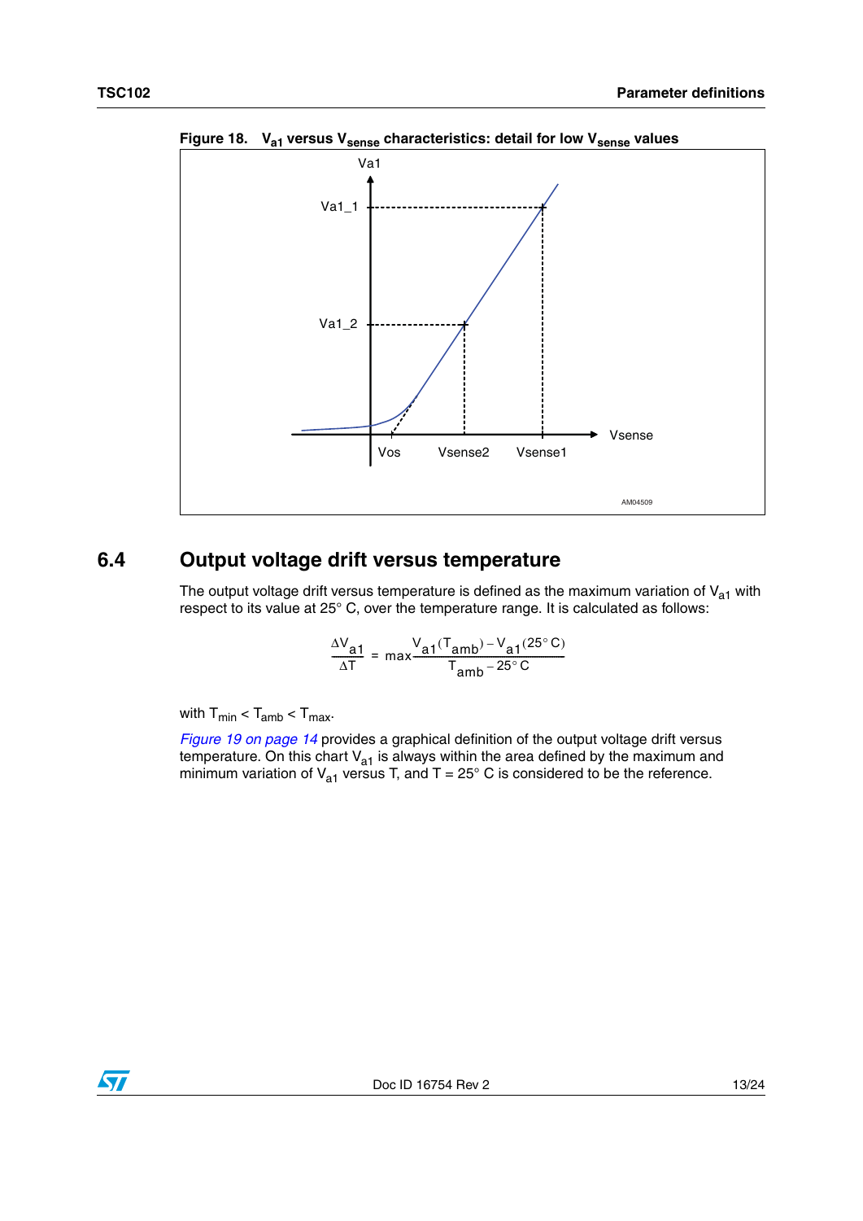**Figure 18. $V_{a1}$ versus $V_{sense}$ characteristics: detail for low $V_{sense}$ values**

## 6.4 Output voltage drift versus temperature

The output voltage drift versus temperature is defined as the maximum variation of $V_{a1}$ with respect to its value at 25° C, over the temperature range. It is calculated as follows:

$$\frac{\Delta V_{a1}}{\Delta T} = \max \frac{V_{a1}(T_{amb}) - V_{a1}(25°\,C)}{T_{amb} - 25°\,C}$$

with $T_{min} < T_{amb} < T_{max}$.

*Figure 19 on page 14* provides a graphical definition of the output voltage drift versus temperature. On this chart $V_{a1}$ is always within the area defined by the maximum and minimum variation of $V_{a1}$ versus T, and T = 25° C is considered to be the reference.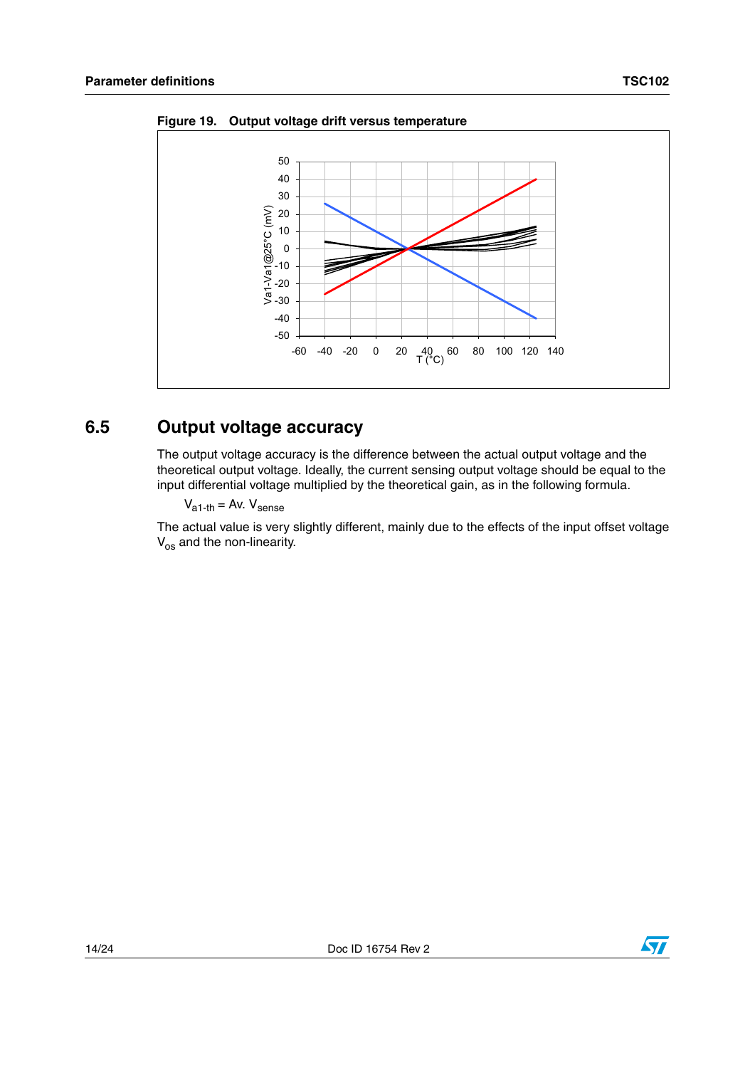**Figure 19. Output voltage drift versus temperature**

## 6.5 Output voltage accuracy

The output voltage accuracy is the difference between the actual output voltage and the theoretical output voltage. Ideally, the current sensing output voltage should be equal to the input differential voltage multiplied by the theoretical gain, as in the following formula.

$$V_{a1\text{-}th} = Av.\ V_{sense}$$

The actual value is very slightly different, mainly due to the effects of the input offset voltage $V_{os}$ and the non-linearity.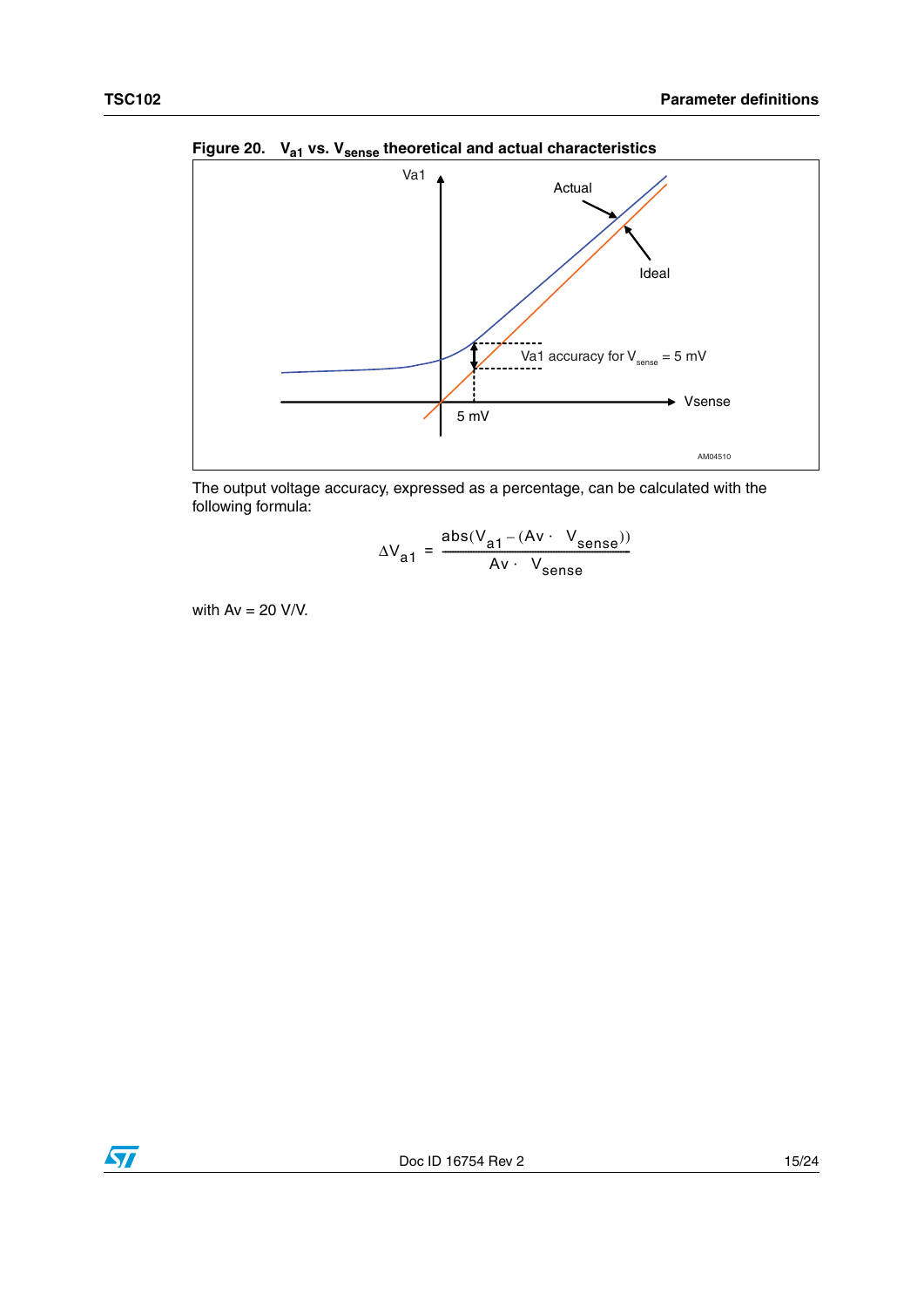**Figure 20. $V_{a1}$ vs. $V_{sense}$ theoretical and actual characteristics**

The output voltage accuracy, expressed as a percentage, can be calculated with the following formula:

$$\Delta V_{a1} = \frac{abs(V_{a1} - (Av \cdot V_{sense}))}{Av \cdot V_{sense}}$$

with Av = 20 V/V.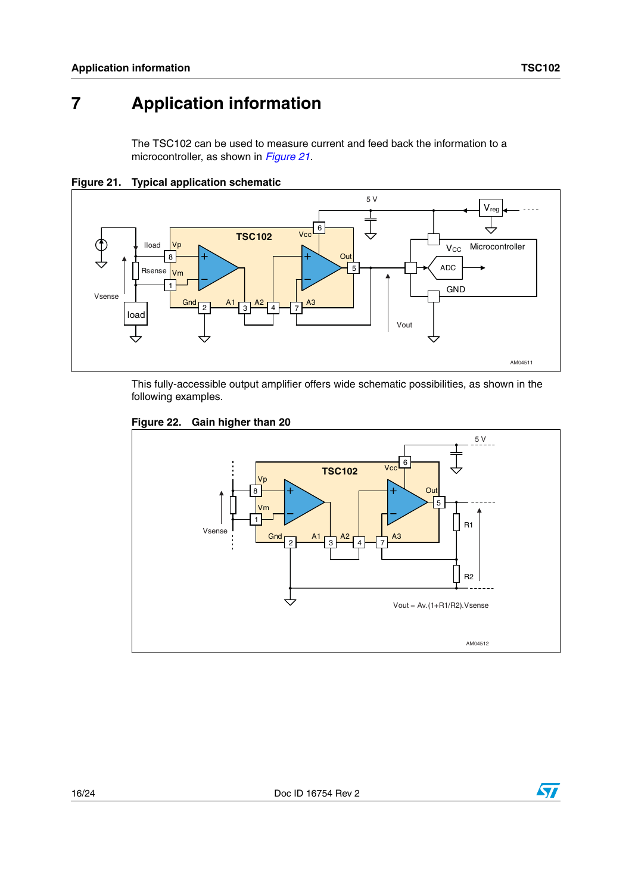# 7 Application information

The TSC102 can be used to measure current and feed back the information to a microcontroller, as shown in *Figure 21*.

**Figure 21. Typical application schematic**

This fully-accessible output amplifier offers wide schematic possibilities, as shown in the following examples.

**Figure 22. Gain higher than 20**

$$V_{out} = A_v.(1+R1/R2).V_{sense}$$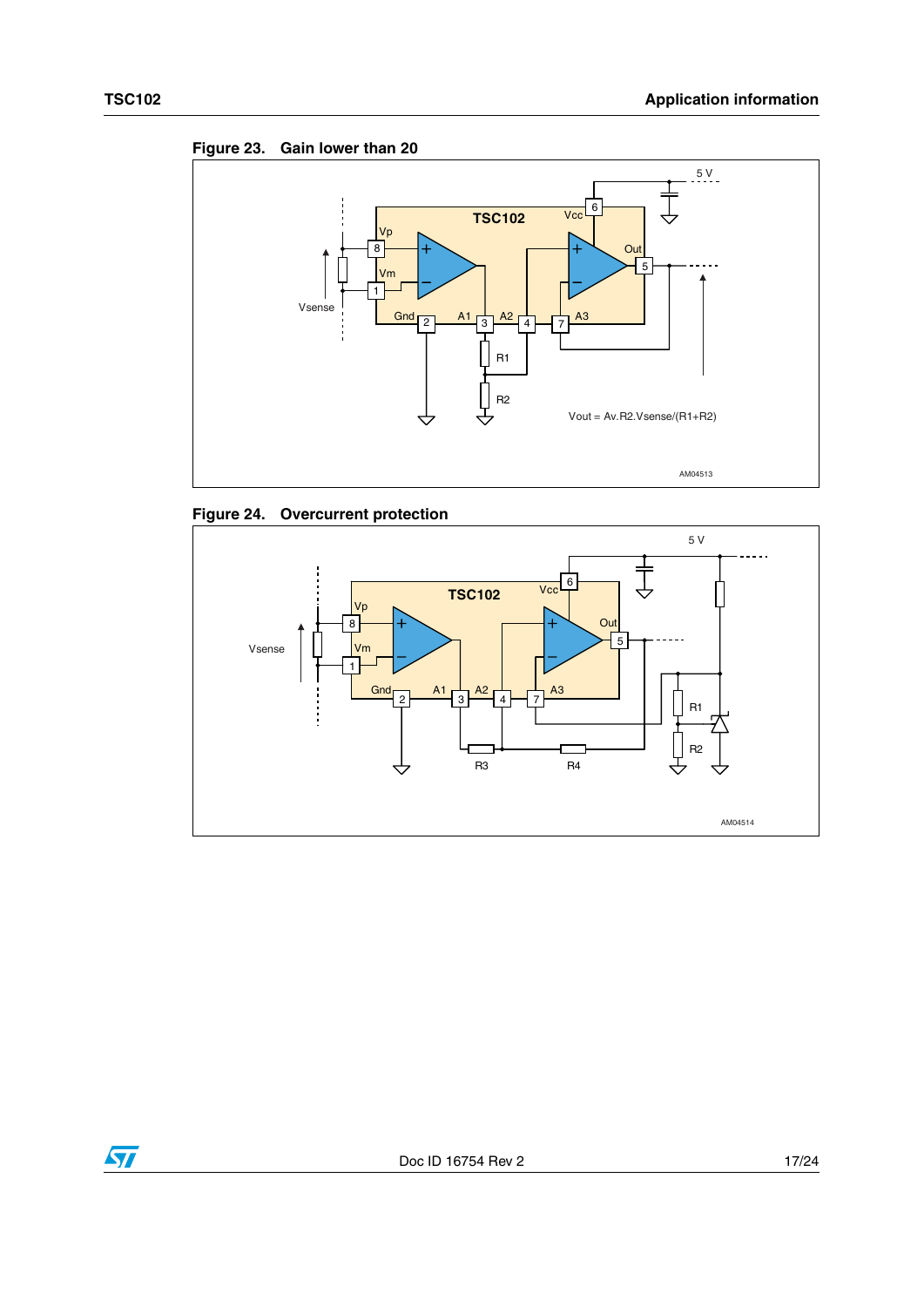Figure 23. Gain lower than 20

Vout = Av.R2.Vsense/(R1+R2)

Figure 24. Overcurrent protection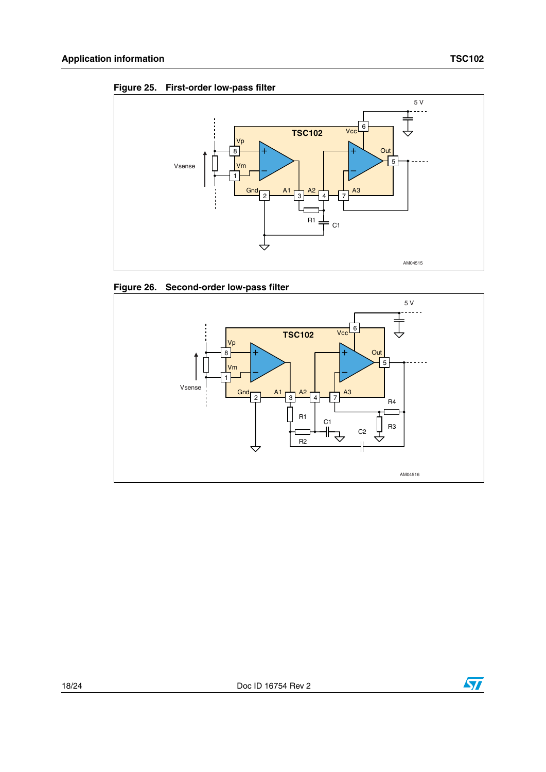**Figure 25. First-order low-pass filter**

**Figure 26. Second-order low-pass filter**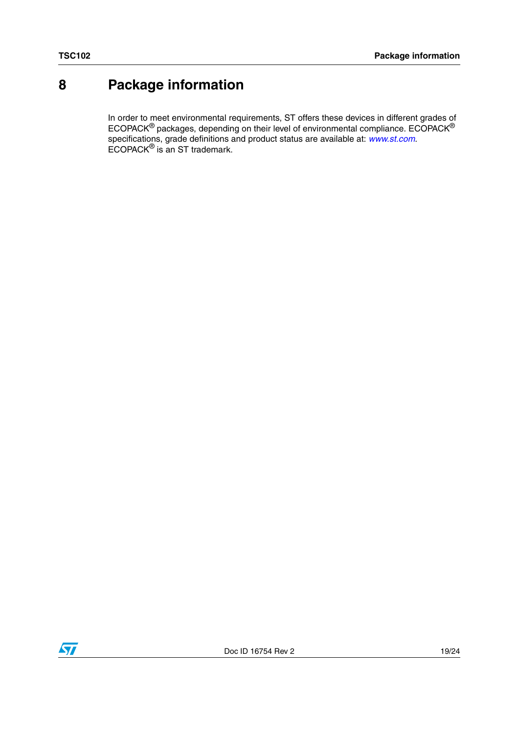# 8 Package information

In order to meet environmental requirements, ST offers these devices in different grades of ECOPACK® packages, depending on their level of environmental compliance. ECOPACK® specifications, grade definitions and product status are available at: *www.st.com*. ECOPACK® is an ST trademark.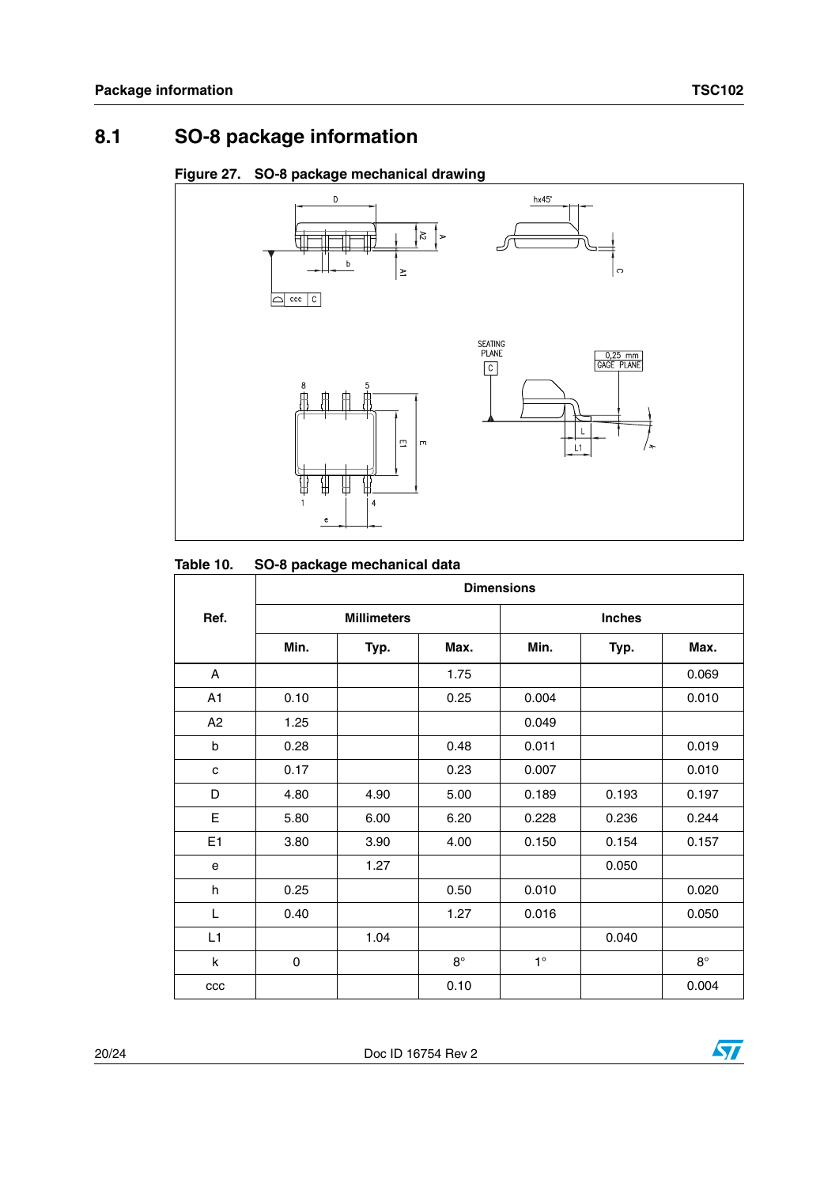## 8.1 SO-8 package information

**Figure 27. SO-8 package mechanical drawing**

**Table 10. SO-8 package mechanical data**

| Ref. | Dimensions | | | | | |
|---|---|---|---|---|---|---|
| | Millimeters | | | Inches | | |
| | Min. | Typ. | Max. | Min. | Typ. | Max. |
| A | | | 1.75 | | | 0.069 |
| A1 | 0.10 | | 0.25 | 0.004 | | 0.010 |
| A2 | 1.25 | | | 0.049 | | |
| b | 0.28 | | 0.48 | 0.011 | | 0.019 |
| c | 0.17 | | 0.23 | 0.007 | | 0.010 |
| D | 4.80 | 4.90 | 5.00 | 0.189 | 0.193 | 0.197 |
| E | 5.80 | 6.00 | 6.20 | 0.228 | 0.236 | 0.244 |
| E1 | 3.80 | 3.90 | 4.00 | 0.150 | 0.154 | 0.157 |
| e | | 1.27 | | | 0.050 | |
| h | 0.25 | | 0.50 | 0.010 | | 0.020 |
| L | 0.40 | | 1.27 | 0.016 | | 0.050 |
| L1 | | 1.04 | | | 0.040 | |
| k | 0 | | 8° | 1° | | 8° |
| ccc | | | 0.10 | | | 0.004 |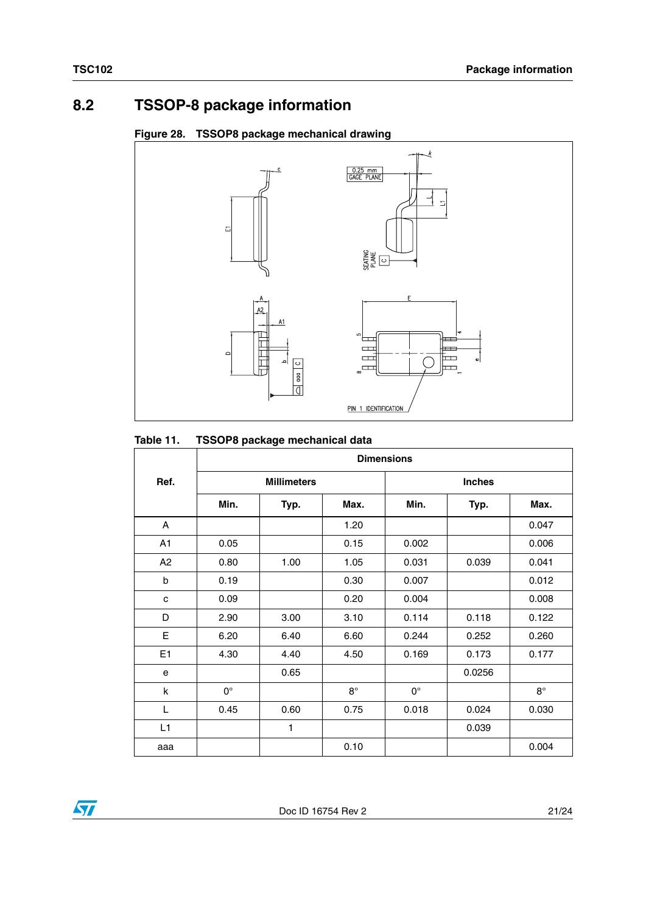## 8.2 TSSOP-8 package information

**Figure 28. TSSOP8 package mechanical drawing**

**Table 11. TSSOP8 package mechanical data**

| Ref. | Dimensions | | | | | |
|---|---|---|---|---|---|---|
| | Millimeters | | | Inches | | |
| | Min. | Typ. | Max. | Min. | Typ. | Max. |
| A | | | 1.20 | | | 0.047 |
| A1 | 0.05 | | 0.15 | 0.002 | | 0.006 |
| A2 | 0.80 | 1.00 | 1.05 | 0.031 | 0.039 | 0.041 |
| b | 0.19 | | 0.30 | 0.007 | | 0.012 |
| c | 0.09 | | 0.20 | 0.004 | | 0.008 |
| D | 2.90 | 3.00 | 3.10 | 0.114 | 0.118 | 0.122 |
| E | 6.20 | 6.40 | 6.60 | 0.244 | 0.252 | 0.260 |
| E1 | 4.30 | 4.40 | 4.50 | 0.169 | 0.173 | 0.177 |
| e | | 0.65 | | | 0.0256 | |
| k | 0° | | 8° | 0° | | 8° |
| L | 0.45 | 0.60 | 0.75 | 0.018 | 0.024 | 0.030 |
| L1 | | 1 | | | 0.039 | |
| aaa | | | 0.10 | | | 0.004 |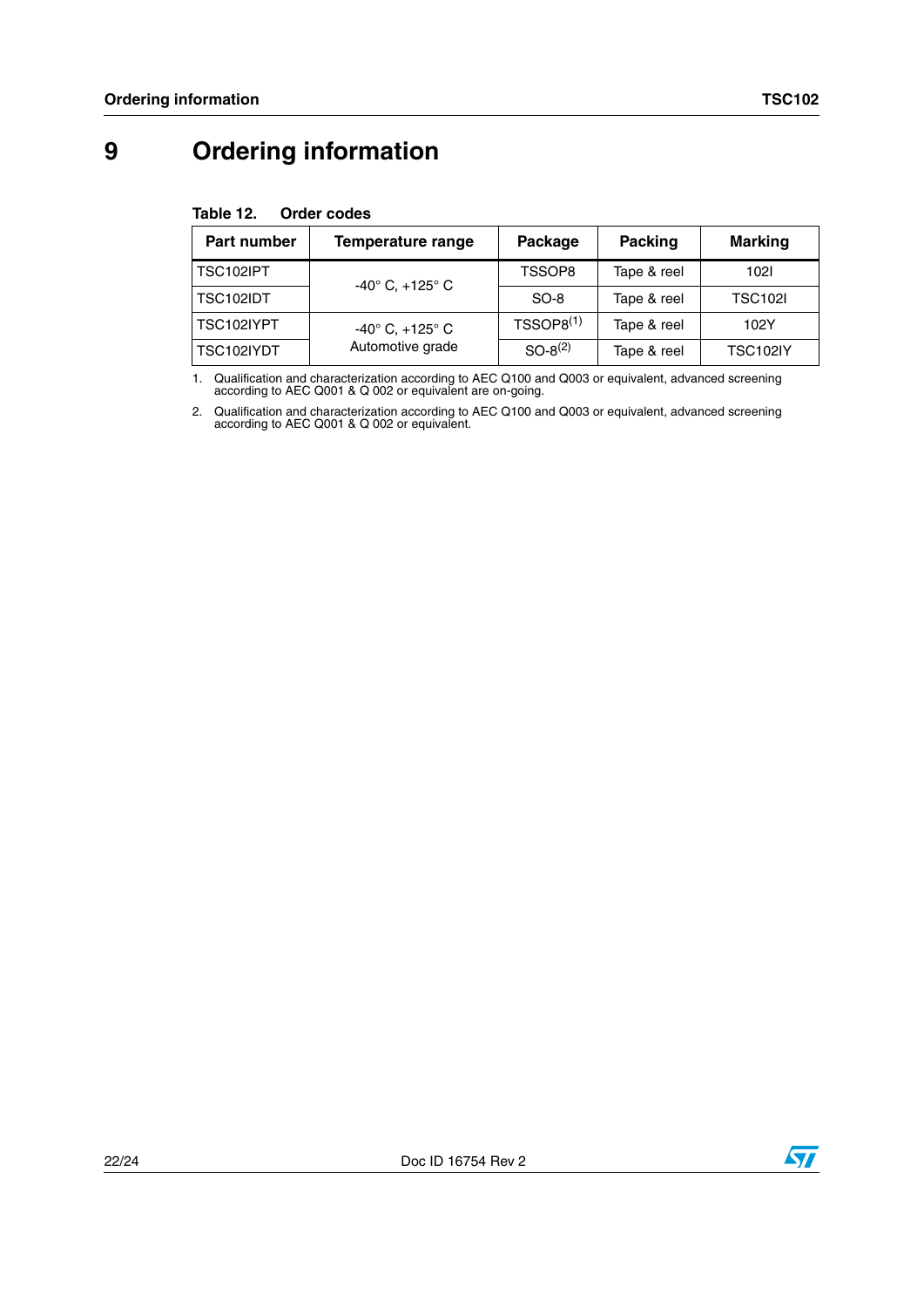# 9 Ordering information

**Table 12. Order codes**

| Part number | Temperature range | Package | Packing | Marking |
|---|---|---|---|---|
| TSC102IPT | -40° C, +125° C | TSSOP8 | Tape & reel | 102I |
| TSC102IDT | | SO-8 | Tape & reel | TSC102I |
| TSC102IYPT | -40° C, +125° C Automotive grade | TSSOP8[(1)] | Tape & reel | 102Y |
| TSC102IYDT | | SO-8[(2)] | Tape & reel | TSC102IY |

1. Qualification and characterization according to AEC Q100 and Q003 or equivalent, advanced screening according to AEC Q001 & Q 002 or equivalent are on-going.

2. Qualification and characterization according to AEC Q100 and Q003 or equivalent, advanced screening according to AEC Q001 & Q 002 or equivalent.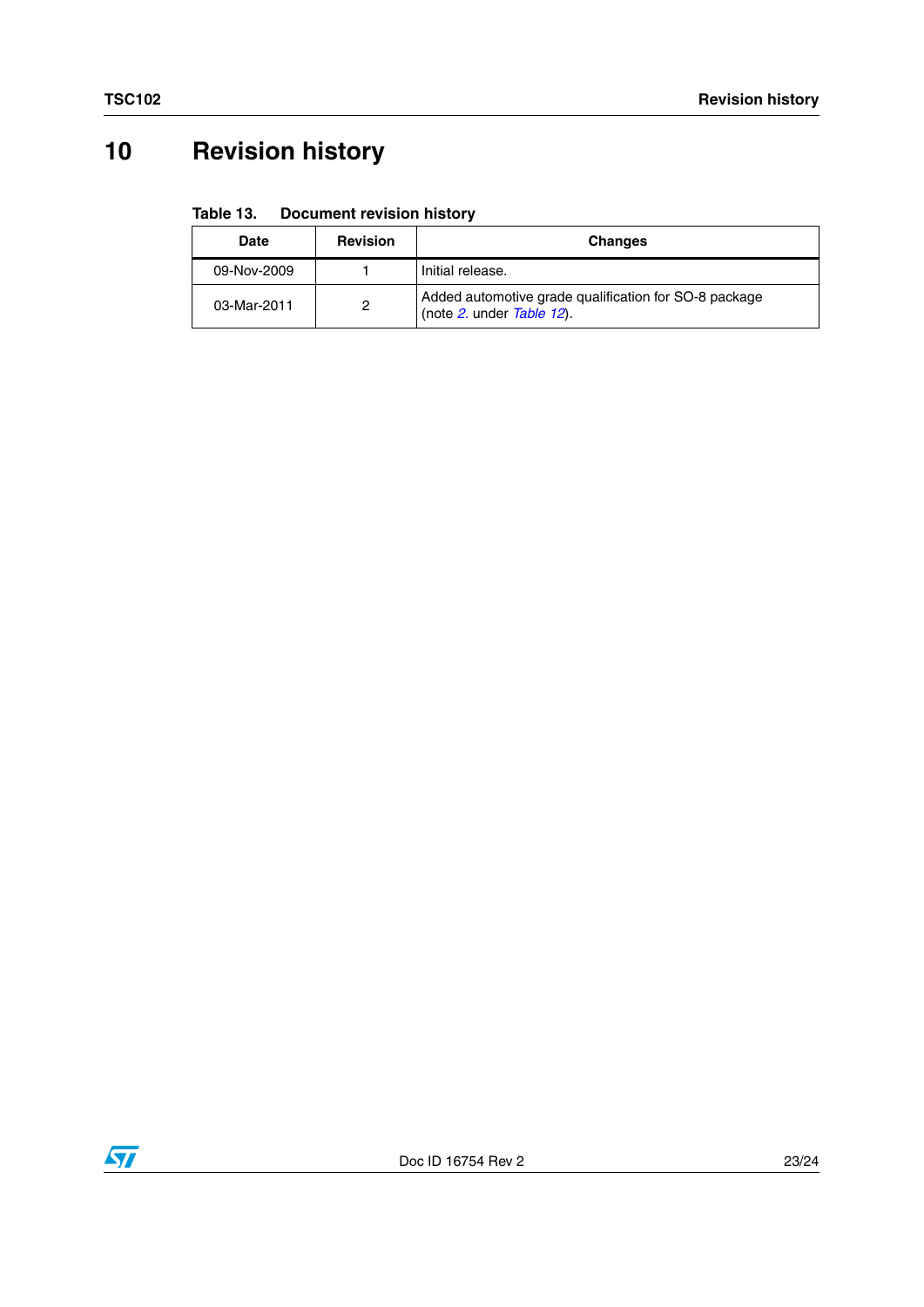# 10 Revision history

**Table 13. Document revision history**

| Date | Revision | Changes |
|---|---|---|
| 09-Nov-2009 | 1 | Initial release. |
| 03-Mar-2011 | 2 | Added automotive grade qualification for SO-8 package (note *2*. under *Table 12*). |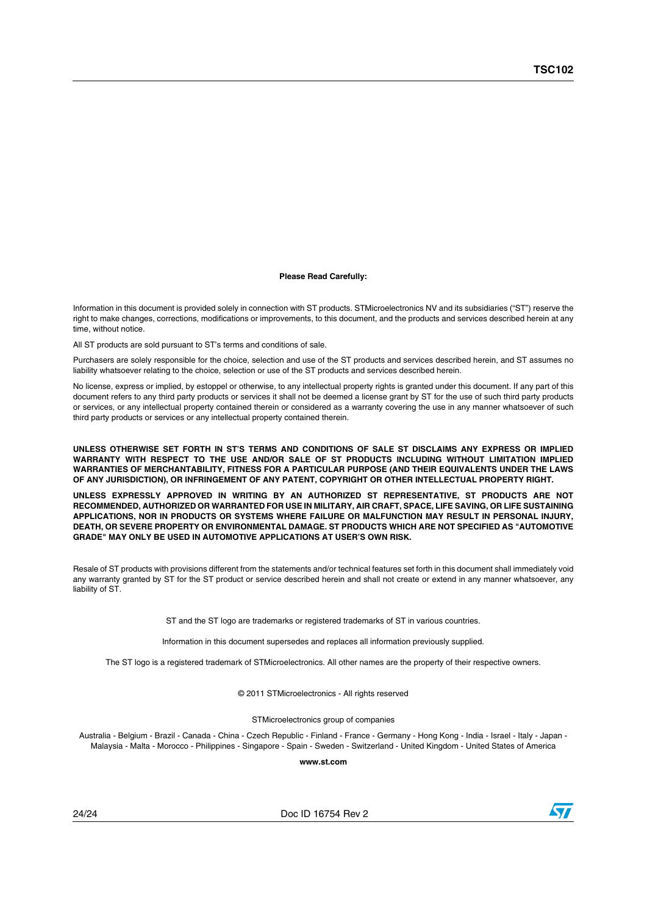**Please Read Carefully:**

Information in this document is provided solely in connection with ST products. STMicroelectronics NV and its subsidiaries ("ST") reserve the right to make changes, corrections, modifications or improvements, to this document, and the products and services described herein at any time, without notice.

All ST products are sold pursuant to ST's terms and conditions of sale.

Purchasers are solely responsible for the choice, selection and use of the ST products and services described herein, and ST assumes no liability whatsoever relating to the choice, selection or use of the ST products and services described herein.

No license, express or implied, by estoppel or otherwise, to any intellectual property rights is granted under this document. If any part of this document refers to any third party products or services it shall not be deemed a license grant by ST for the use of such third party products or services, or any intellectual property contained therein or considered as a warranty covering the use in any manner whatsoever of such third party products or services or any intellectual property contained therein.

**UNLESS OTHERWISE SET FORTH IN ST'S TERMS AND CONDITIONS OF SALE ST DISCLAIMS ANY EXPRESS OR IMPLIED WARRANTY WITH RESPECT TO THE USE AND/OR SALE OF ST PRODUCTS INCLUDING WITHOUT LIMITATION IMPLIED WARRANTIES OF MERCHANTABILITY, FITNESS FOR A PARTICULAR PURPOSE (AND THEIR EQUIVALENTS UNDER THE LAWS OF ANY JURISDICTION), OR INFRINGEMENT OF ANY PATENT, COPYRIGHT OR OTHER INTELLECTUAL PROPERTY RIGHT.**

**UNLESS EXPRESSLY APPROVED IN WRITING BY AN AUTHORIZED ST REPRESENTATIVE, ST PRODUCTS ARE NOT RECOMMENDED, AUTHORIZED OR WARRANTED FOR USE IN MILITARY, AIR CRAFT, SPACE, LIFE SAVING, OR LIFE SUSTAINING APPLICATIONS, NOR IN PRODUCTS OR SYSTEMS WHERE FAILURE OR MALFUNCTION MAY RESULT IN PERSONAL INJURY, DEATH, OR SEVERE PROPERTY OR ENVIRONMENTAL DAMAGE. ST PRODUCTS WHICH ARE NOT SPECIFIED AS "AUTOMOTIVE GRADE" MAY ONLY BE USED IN AUTOMOTIVE APPLICATIONS AT USER'S OWN RISK.**

Resale of ST products with provisions different from the statements and/or technical features set forth in this document shall immediately void any warranty granted by ST for the ST product or service described herein and shall not create or extend in any manner whatsoever, any liability of ST.

ST and the ST logo are trademarks or registered trademarks of ST in various countries.

Information in this document supersedes and replaces all information previously supplied.

The ST logo is a registered trademark of STMicroelectronics. All other names are the property of their respective owners.

© 2011 STMicroelectronics - All rights reserved

STMicroelectronics group of companies

Australia - Belgium - Brazil - Canada - China - Czech Republic - Finland - France - Germany - Hong Kong - India - Israel - Italy - Japan - Malaysia - Malta - Morocco - Philippines - Singapore - Spain - Sweden - Switzerland - United Kingdom - United States of America

**www.st.com**